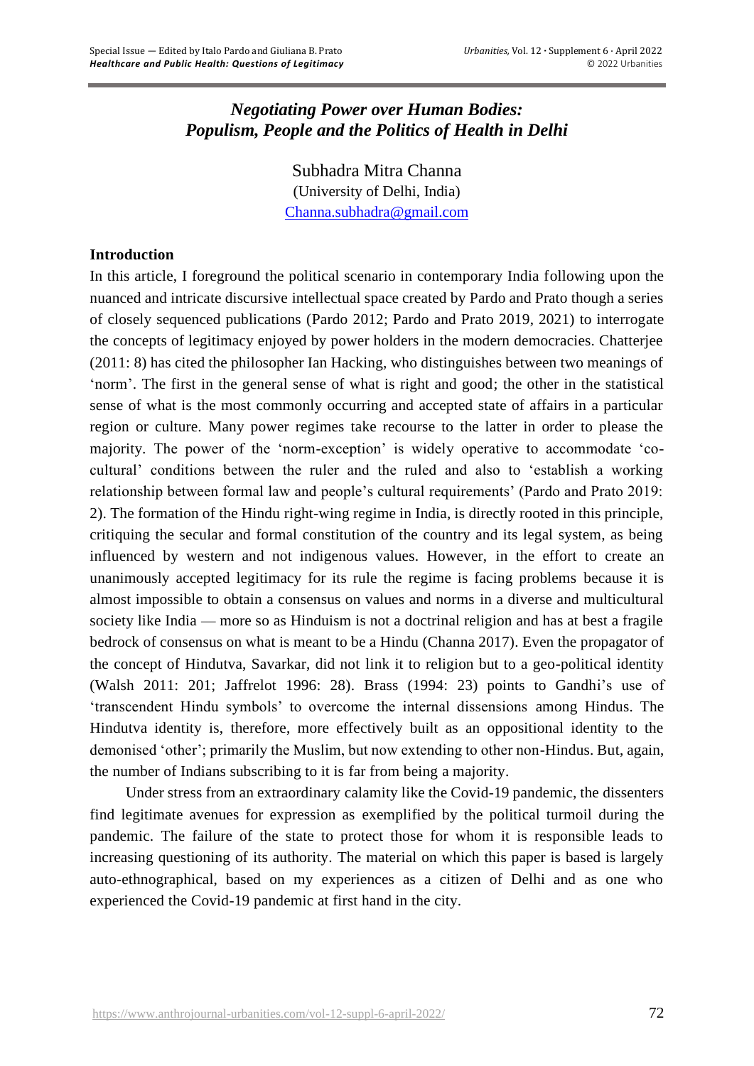# *Negotiating Power over Human Bodies: Populism, People and the Politics of Health in Delhi*

Subhadra Mitra Channa
(University of Delhi, India)
Channa.subhadra@gmail.com

## Introduction

In this article, I foreground the political scenario in contemporary India following upon the nuanced and intricate discursive intellectual space created by Pardo and Prato though a series of closely sequenced publications (Pardo 2012; Pardo and Prato 2019, 2021) to interrogate the concepts of legitimacy enjoyed by power holders in the modern democracies. Chatterjee (2011: 8) has cited the philosopher Ian Hacking, who distinguishes between two meanings of 'norm'. The first in the general sense of what is right and good; the other in the statistical sense of what is the most commonly occurring and accepted state of affairs in a particular region or culture. Many power regimes take recourse to the latter in order to please the majority. The power of the 'norm-exception' is widely operative to accommodate 'co-cultural' conditions between the ruler and the ruled and also to 'establish a working relationship between formal law and people's cultural requirements' (Pardo and Prato 2019: 2). The formation of the Hindu right-wing regime in India, is directly rooted in this principle, critiquing the secular and formal constitution of the country and its legal system, as being influenced by western and not indigenous values. However, in the effort to create an unanimously accepted legitimacy for its rule the regime is facing problems because it is almost impossible to obtain a consensus on values and norms in a diverse and multicultural society like India — more so as Hinduism is not a doctrinal religion and has at best a fragile bedrock of consensus on what is meant to be a Hindu (Channa 2017). Even the propagator of the concept of Hindutva, Savarkar, did not link it to religion but to a geo-political identity (Walsh 2011: 201; Jaffrelot 1996: 28). Brass (1994: 23) points to Gandhi's use of 'transcendent Hindu symbols' to overcome the internal dissensions among Hindus. The Hindutva identity is, therefore, more effectively built as an oppositional identity to the demonised 'other'; primarily the Muslim, but now extending to other non-Hindus. But, again, the number of Indians subscribing to it is far from being a majority.

Under stress from an extraordinary calamity like the Covid-19 pandemic, the dissenters find legitimate avenues for expression as exemplified by the political turmoil during the pandemic. The failure of the state to protect those for whom it is responsible leads to increasing questioning of its authority. The material on which this paper is based is largely auto-ethnographical, based on my experiences as a citizen of Delhi and as one who experienced the Covid-19 pandemic at first hand in the city.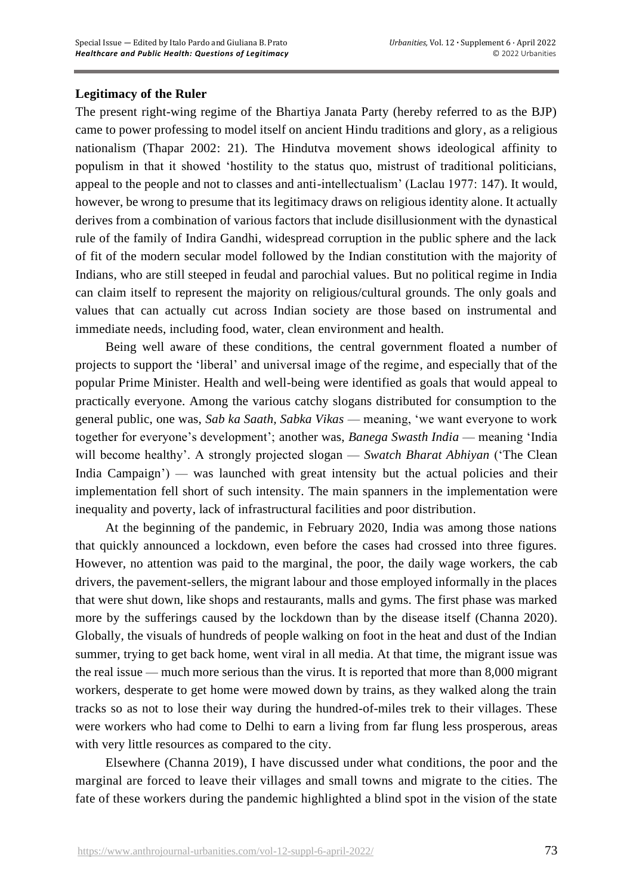**Legitimacy of the Ruler**

The present right-wing regime of the Bhartiya Janata Party (hereby referred to as the BJP) came to power professing to model itself on ancient Hindu traditions and glory, as a religious nationalism (Thapar 2002: 21). The Hindutva movement shows ideological affinity to populism in that it showed 'hostility to the status quo, mistrust of traditional politicians, appeal to the people and not to classes and anti-intellectualism' (Laclau 1977: 147). It would, however, be wrong to presume that its legitimacy draws on religious identity alone. It actually derives from a combination of various factors that include disillusionment with the dynastical rule of the family of Indira Gandhi, widespread corruption in the public sphere and the lack of fit of the modern secular model followed by the Indian constitution with the majority of Indians, who are still steeped in feudal and parochial values. But no political regime in India can claim itself to represent the majority on religious/cultural grounds. The only goals and values that can actually cut across Indian society are those based on instrumental and immediate needs, including food, water, clean environment and health.

Being well aware of these conditions, the central government floated a number of projects to support the 'liberal' and universal image of the regime, and especially that of the popular Prime Minister. Health and well-being were identified as goals that would appeal to practically everyone. Among the various catchy slogans distributed for consumption to the general public, one was, *Sab ka Saath, Sabka Vikas* — meaning, 'we want everyone to work together for everyone's development'; another was, *Banega Swasth India* — meaning 'India will become healthy'. A strongly projected slogan — *Swatch Bharat Abhiyan* ('The Clean India Campaign') — was launched with great intensity but the actual policies and their implementation fell short of such intensity. The main spanners in the implementation were inequality and poverty, lack of infrastructural facilities and poor distribution.

At the beginning of the pandemic, in February 2020, India was among those nations that quickly announced a lockdown, even before the cases had crossed into three figures. However, no attention was paid to the marginal, the poor, the daily wage workers, the cab drivers, the pavement-sellers, the migrant labour and those employed informally in the places that were shut down, like shops and restaurants, malls and gyms. The first phase was marked more by the sufferings caused by the lockdown than by the disease itself (Channa 2020). Globally, the visuals of hundreds of people walking on foot in the heat and dust of the Indian summer, trying to get back home, went viral in all media. At that time, the migrant issue was the real issue — much more serious than the virus. It is reported that more than 8,000 migrant workers, desperate to get home were mowed down by trains, as they walked along the train tracks so as not to lose their way during the hundred-of-miles trek to their villages. These were workers who had come to Delhi to earn a living from far flung less prosperous, areas with very little resources as compared to the city.

Elsewhere (Channa 2019), I have discussed under what conditions, the poor and the marginal are forced to leave their villages and small towns and migrate to the cities. The fate of these workers during the pandemic highlighted a blind spot in the vision of the state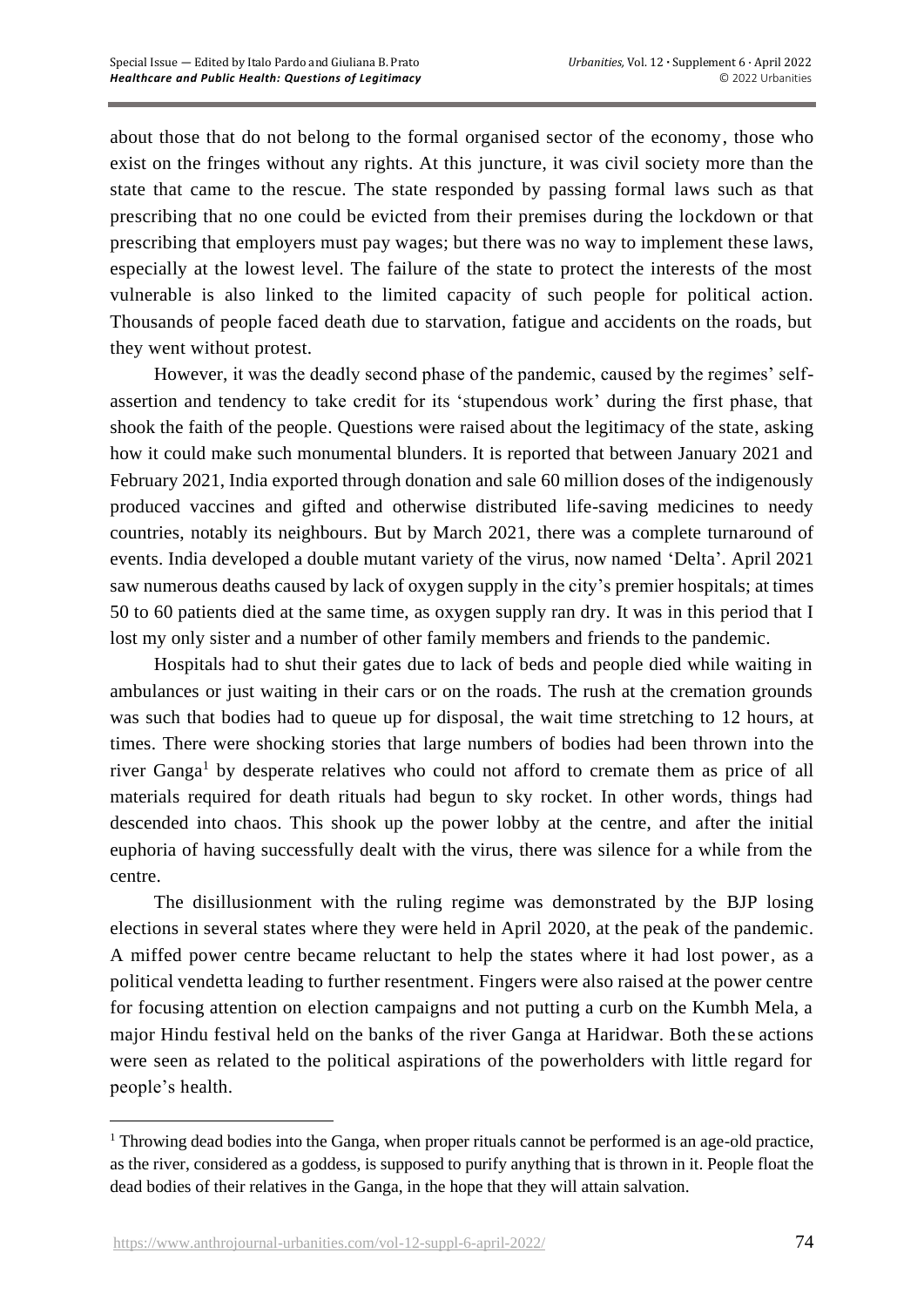about those that do not belong to the formal organised sector of the economy, those who exist on the fringes without any rights. At this juncture, it was civil society more than the state that came to the rescue. The state responded by passing formal laws such as that prescribing that no one could be evicted from their premises during the lockdown or that prescribing that employers must pay wages; but there was no way to implement these laws, especially at the lowest level. The failure of the state to protect the interests of the most vulnerable is also linked to the limited capacity of such people for political action. Thousands of people faced death due to starvation, fatigue and accidents on the roads, but they went without protest.

However, it was the deadly second phase of the pandemic, caused by the regimes' self-assertion and tendency to take credit for its 'stupendous work' during the first phase, that shook the faith of the people. Questions were raised about the legitimacy of the state, asking how it could make such monumental blunders. It is reported that between January 2021 and February 2021, India exported through donation and sale 60 million doses of the indigenously produced vaccines and gifted and otherwise distributed life-saving medicines to needy countries, notably its neighbours. But by March 2021, there was a complete turnaround of events. India developed a double mutant variety of the virus, now named 'Delta'. April 2021 saw numerous deaths caused by lack of oxygen supply in the city's premier hospitals; at times 50 to 60 patients died at the same time, as oxygen supply ran dry. It was in this period that I lost my only sister and a number of other family members and friends to the pandemic.

Hospitals had to shut their gates due to lack of beds and people died while waiting in ambulances or just waiting in their cars or on the roads. The rush at the cremation grounds was such that bodies had to queue up for disposal, the wait time stretching to 12 hours, at times. There were shocking stories that large numbers of bodies had been thrown into the river Ganga[1] by desperate relatives who could not afford to cremate them as price of all materials required for death rituals had begun to sky rocket. In other words, things had descended into chaos. This shook up the power lobby at the centre, and after the initial euphoria of having successfully dealt with the virus, there was silence for a while from the centre.

The disillusionment with the ruling regime was demonstrated by the BJP losing elections in several states where they were held in April 2020, at the peak of the pandemic. A miffed power centre became reluctant to help the states where it had lost power, as a political vendetta leading to further resentment. Fingers were also raised at the power centre for focusing attention on election campaigns and not putting a curb on the Kumbh Mela, a major Hindu festival held on the banks of the river Ganga at Haridwar. Both these actions were seen as related to the political aspirations of the powerholders with little regard for people's health.

---

[1] Throwing dead bodies into the Ganga, when proper rituals cannot be performed is an age-old practice, as the river, considered as a goddess, is supposed to purify anything that is thrown in it. People float the dead bodies of their relatives in the Ganga, in the hope that they will attain salvation.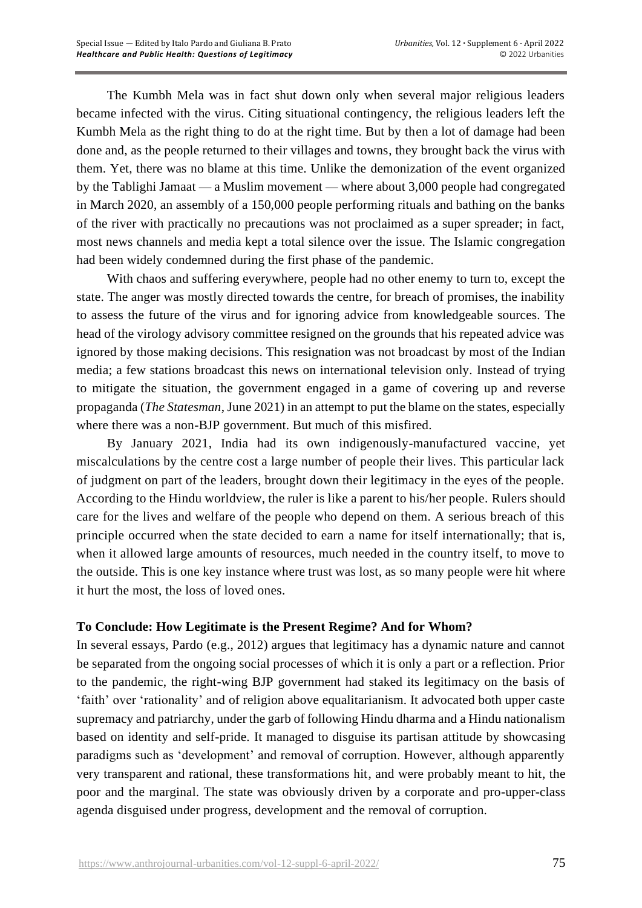The Kumbh Mela was in fact shut down only when several major religious leaders became infected with the virus. Citing situational contingency, the religious leaders left the Kumbh Mela as the right thing to do at the right time. But by then a lot of damage had been done and, as the people returned to their villages and towns, they brought back the virus with them. Yet, there was no blame at this time. Unlike the demonization of the event organized by the Tablighi Jamaat — a Muslim movement — where about 3,000 people had congregated in March 2020, an assembly of a 150,000 people performing rituals and bathing on the banks of the river with practically no precautions was not proclaimed as a super spreader; in fact, most news channels and media kept a total silence over the issue. The Islamic congregation had been widely condemned during the first phase of the pandemic.

With chaos and suffering everywhere, people had no other enemy to turn to, except the state. The anger was mostly directed towards the centre, for breach of promises, the inability to assess the future of the virus and for ignoring advice from knowledgeable sources. The head of the virology advisory committee resigned on the grounds that his repeated advice was ignored by those making decisions. This resignation was not broadcast by most of the Indian media; a few stations broadcast this news on international television only. Instead of trying to mitigate the situation, the government engaged in a game of covering up and reverse propaganda (*The Statesman*, June 2021) in an attempt to put the blame on the states, especially where there was a non-BJP government. But much of this misfired.

By January 2021, India had its own indigenously-manufactured vaccine, yet miscalculations by the centre cost a large number of people their lives. This particular lack of judgment on part of the leaders, brought down their legitimacy in the eyes of the people. According to the Hindu worldview, the ruler is like a parent to his/her people. Rulers should care for the lives and welfare of the people who depend on them. A serious breach of this principle occurred when the state decided to earn a name for itself internationally; that is, when it allowed large amounts of resources, much needed in the country itself, to move to the outside. This is one key instance where trust was lost, as so many people were hit where it hurt the most, the loss of loved ones.

## To Conclude: How Legitimate is the Present Regime? And for Whom?

In several essays, Pardo (e.g., 2012) argues that legitimacy has a dynamic nature and cannot be separated from the ongoing social processes of which it is only a part or a reflection. Prior to the pandemic, the right-wing BJP government had staked its legitimacy on the basis of 'faith' over 'rationality' and of religion above equalitarianism. It advocated both upper caste supremacy and patriarchy, under the garb of following Hindu dharma and a Hindu nationalism based on identity and self-pride. It managed to disguise its partisan attitude by showcasing paradigms such as 'development' and removal of corruption. However, although apparently very transparent and rational, these transformations hit, and were probably meant to hit, the poor and the marginal. The state was obviously driven by a corporate and pro-upper-class agenda disguised under progress, development and the removal of corruption.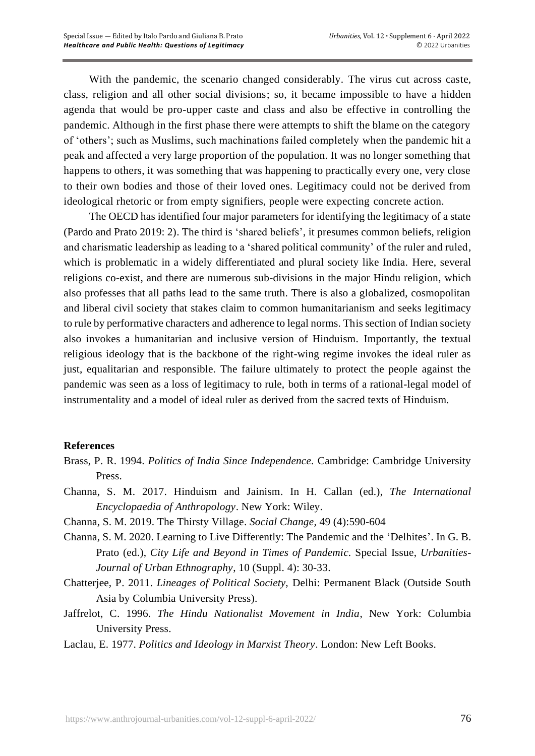With the pandemic, the scenario changed considerably. The virus cut across caste, class, religion and all other social divisions; so, it became impossible to have a hidden agenda that would be pro-upper caste and class and also be effective in controlling the pandemic. Although in the first phase there were attempts to shift the blame on the category of 'others'; such as Muslims, such machinations failed completely when the pandemic hit a peak and affected a very large proportion of the population. It was no longer something that happens to others, it was something that was happening to practically every one, very close to their own bodies and those of their loved ones. Legitimacy could not be derived from ideological rhetoric or from empty signifiers, people were expecting concrete action.

The OECD has identified four major parameters for identifying the legitimacy of a state (Pardo and Prato 2019: 2). The third is 'shared beliefs', it presumes common beliefs, religion and charismatic leadership as leading to a 'shared political community' of the ruler and ruled, which is problematic in a widely differentiated and plural society like India. Here, several religions co-exist, and there are numerous sub-divisions in the major Hindu religion, which also professes that all paths lead to the same truth. There is also a globalized, cosmopolitan and liberal civil society that stakes claim to common humanitarianism and seeks legitimacy to rule by performative characters and adherence to legal norms. This section of Indian society also invokes a humanitarian and inclusive version of Hinduism. Importantly, the textual religious ideology that is the backbone of the right-wing regime invokes the ideal ruler as just, equalitarian and responsible. The failure ultimately to protect the people against the pandemic was seen as a loss of legitimacy to rule, both in terms of a rational-legal model of instrumentality and a model of ideal ruler as derived from the sacred texts of Hinduism.

**References**

Brass, P. R. 1994. *Politics of India Since Independence*. Cambridge: Cambridge University Press.

Channa, S. M. 2017. Hinduism and Jainism. In H. Callan (ed.), *The International Encyclopaedia of Anthropology*. New York: Wiley.

Channa, S. M. 2019. The Thirsty Village. *Social Change,* 49 (4):590-604

Channa, S. M. 2020. Learning to Live Differently: The Pandemic and the 'Delhites'. In G. B. Prato (ed.), *City Life and Beyond in Times of Pandemic*. Special Issue, *Urbanities-Journal of Urban Ethnography*, 10 (Suppl. 4): 30-33.

Chatterjee, P. 2011. *Lineages of Political Society,* Delhi: Permanent Black (Outside South Asia by Columbia University Press).

Jaffrelot, C. 1996. *The Hindu Nationalist Movement in India*, New York: Columbia University Press.

Laclau, E. 1977. *Politics and Ideology in Marxist Theory*. London: New Left Books.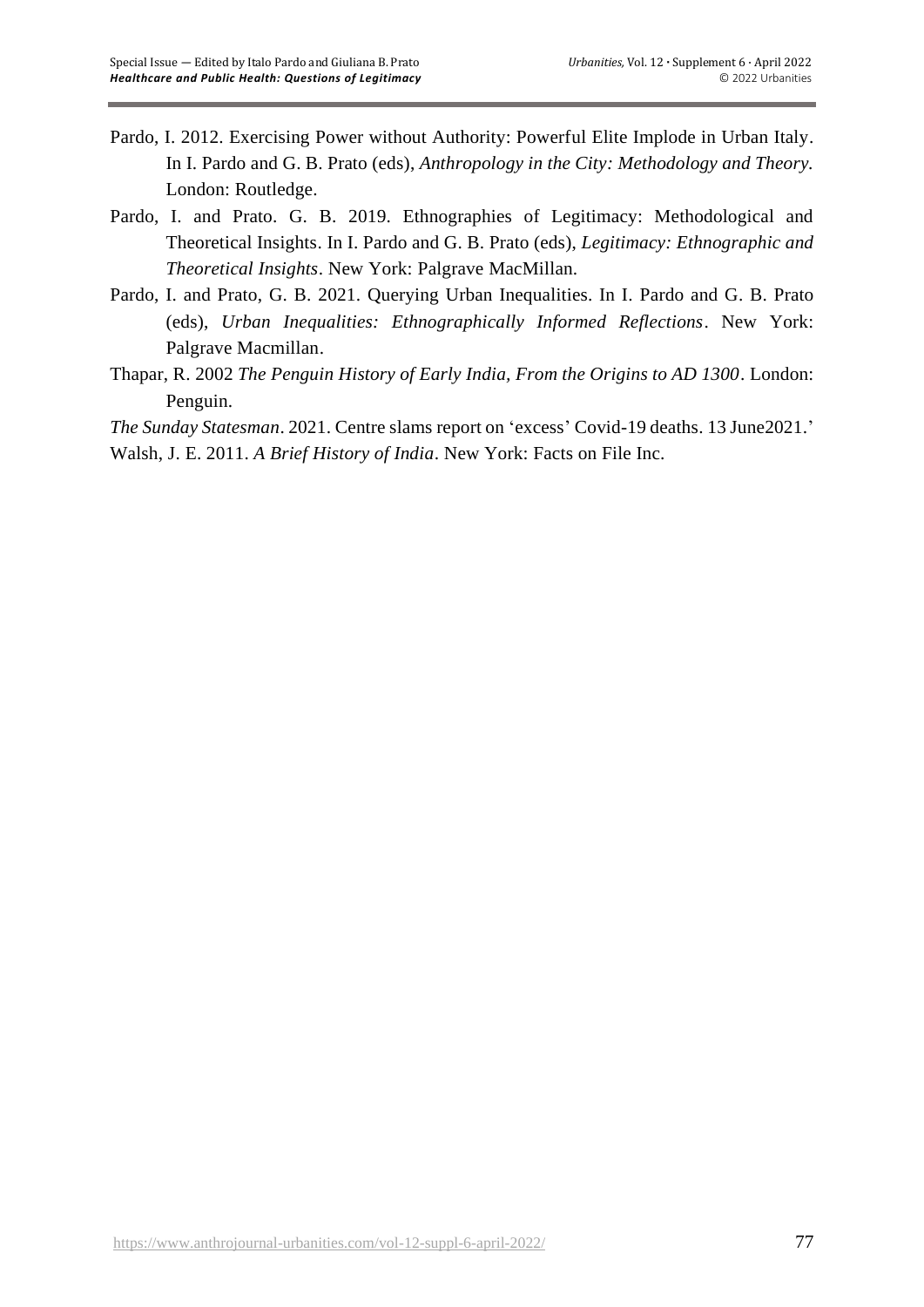Pardo, I. 2012. Exercising Power without Authority: Powerful Elite Implode in Urban Italy. In I. Pardo and G. B. Prato (eds), *Anthropology in the City: Methodology and Theory.* London: Routledge.

Pardo, I. and Prato. G. B. 2019. Ethnographies of Legitimacy: Methodological and Theoretical Insights. In I. Pardo and G. B. Prato (eds), *Legitimacy: Ethnographic and Theoretical Insights*. New York: Palgrave MacMillan.

Pardo, I. and Prato, G. B. 2021. Querying Urban Inequalities. In I. Pardo and G. B. Prato (eds), *Urban Inequalities: Ethnographically Informed Reflections*. New York: Palgrave Macmillan.

Thapar, R. 2002 *The Penguin History of Early India, From the Origins to AD 1300*. London: Penguin.

*The Sunday Statesman*. 2021. Centre slams report on 'excess' Covid-19 deaths. 13 June2021.'

Walsh, J. E. 2011. *A Brief History of India*. New York: Facts on File Inc.